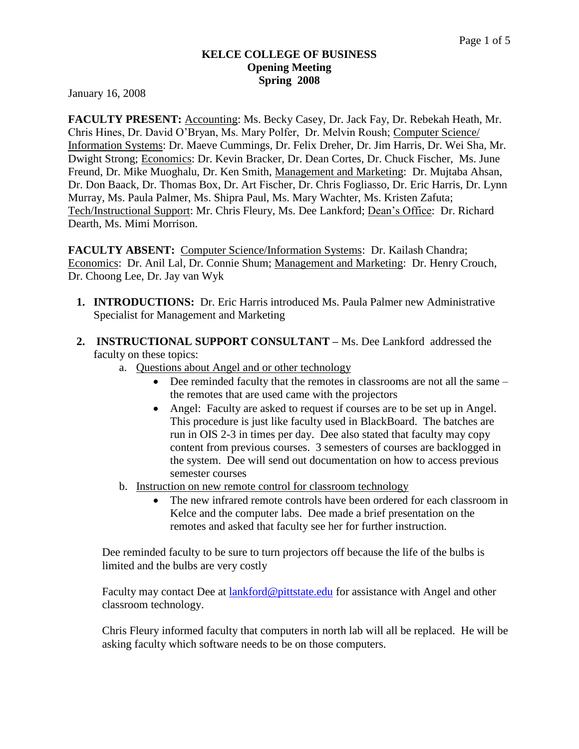**KELCE COLLEGE OF BUSINESS**
**Opening Meeting**
**Spring 2008**

January 16, 2008

**FACULTY PRESENT:** Accounting: Ms. Becky Casey, Dr. Jack Fay, Dr. Rebekah Heath, Mr. Chris Hines, Dr. David O'Bryan, Ms. Mary Polfer, Dr. Melvin Roush; Computer Science/ Information Systems: Dr. Maeve Cummings, Dr. Felix Dreher, Dr. Jim Harris, Dr. Wei Sha, Mr. Dwight Strong; Economics: Dr. Kevin Bracker, Dr. Dean Cortes, Dr. Chuck Fischer, Ms. June Freund, Dr. Mike Muoghalu, Dr. Ken Smith, Management and Marketing: Dr. Mujtaba Ahsan, Dr. Don Baack, Dr. Thomas Box, Dr. Art Fischer, Dr. Chris Fogliasso, Dr. Eric Harris, Dr. Lynn Murray, Ms. Paula Palmer, Ms. Shipra Paul, Ms. Mary Wachter, Ms. Kristen Zafuta; Tech/Instructional Support: Mr. Chris Fleury, Ms. Dee Lankford; Dean's Office: Dr. Richard Dearth, Ms. Mimi Morrison.

**FACULTY ABSENT:** Computer Science/Information Systems: Dr. Kailash Chandra; Economics: Dr. Anil Lal, Dr. Connie Shum; Management and Marketing: Dr. Henry Crouch, Dr. Choong Lee, Dr. Jay van Wyk

1. **INTRODUCTIONS:** Dr. Eric Harris introduced Ms. Paula Palmer new Administrative Specialist for Management and Marketing

2. **INSTRUCTIONAL SUPPORT CONSULTANT –** Ms. Dee Lankford addressed the faculty on these topics:
   a. Questions about Angel and or other technology
      - Dee reminded faculty that the remotes in classrooms are not all the same – the remotes that are used came with the projectors
      - Angel: Faculty are asked to request if courses are to be set up in Angel. This procedure is just like faculty used in BlackBoard. The batches are run in OIS 2-3 in times per day. Dee also stated that faculty may copy content from previous courses. 3 semesters of courses are backlogged in the system. Dee will send out documentation on how to access previous semester courses
   b. Instruction on new remote control for classroom technology
      - The new infrared remote controls have been ordered for each classroom in Kelce and the computer labs. Dee made a brief presentation on the remotes and asked that faculty see her for further instruction.

   Dee reminded faculty to be sure to turn projectors off because the life of the bulbs is limited and the bulbs are very costly

   Faculty may contact Dee at lankford@pittstate.edu for assistance with Angel and other classroom technology.

   Chris Fleury informed faculty that computers in north lab will all be replaced. He will be asking faculty which software needs to be on those computers.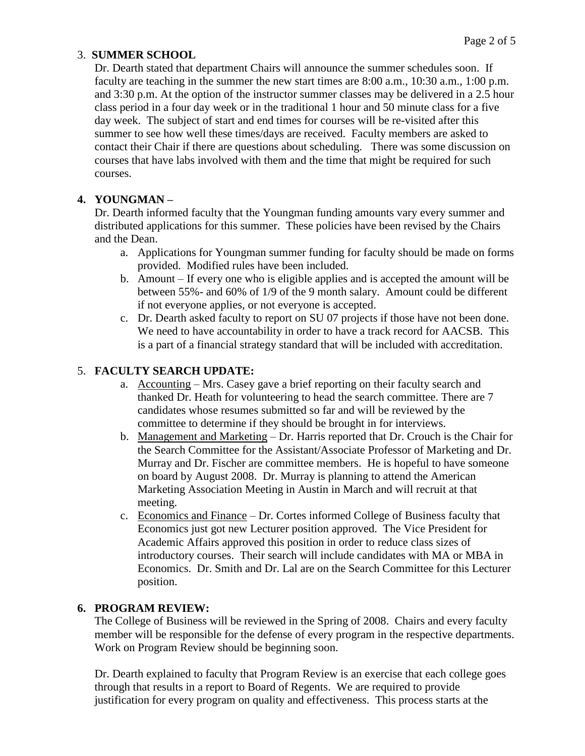3. **SUMMER SCHOOL**

   Dr. Dearth stated that department Chairs will announce the summer schedules soon. If faculty are teaching in the summer the new start times are 8:00 a.m., 10:30 a.m., 1:00 p.m. and 3:30 p.m. At the option of the instructor summer classes may be delivered in a 2.5 hour class period in a four day week or in the traditional 1 hour and 50 minute class for a five day week. The subject of start and end times for courses will be re-visited after this summer to see how well these times/days are received. Faculty members are asked to contact their Chair if there are questions about scheduling. There was some discussion on courses that have labs involved with them and the time that might be required for such courses.

4. **YOUNGMAN –**

   Dr. Dearth informed faculty that the Youngman funding amounts vary every summer and distributed applications for this summer. These policies have been revised by the Chairs and the Dean.

   a. Applications for Youngman summer funding for faculty should be made on forms provided. Modified rules have been included.
   b. Amount – If every one who is eligible applies and is accepted the amount will be between 55%- and 60% of 1/9 of the 9 month salary. Amount could be different if not everyone applies, or not everyone is accepted.
   c. Dr. Dearth asked faculty to report on SU 07 projects if those have not been done. We need to have accountability in order to have a track record for AACSB. This is a part of a financial strategy standard that will be included with accreditation.

5. **FACULTY SEARCH UPDATE:**

   a. Accounting – Mrs. Casey gave a brief reporting on their faculty search and thanked Dr. Heath for volunteering to head the search committee. There are 7 candidates whose resumes submitted so far and will be reviewed by the committee to determine if they should be brought in for interviews.
   b. Management and Marketing – Dr. Harris reported that Dr. Crouch is the Chair for the Search Committee for the Assistant/Associate Professor of Marketing and Dr. Murray and Dr. Fischer are committee members. He is hopeful to have someone on board by August 2008. Dr. Murray is planning to attend the American Marketing Association Meeting in Austin in March and will recruit at that meeting.
   c. Economics and Finance – Dr. Cortes informed College of Business faculty that Economics just got new Lecturer position approved. The Vice President for Academic Affairs approved this position in order to reduce class sizes of introductory courses. Their search will include candidates with MA or MBA in Economics. Dr. Smith and Dr. Lal are on the Search Committee for this Lecturer position.

6. **PROGRAM REVIEW:**

   The College of Business will be reviewed in the Spring of 2008. Chairs and every faculty member will be responsible for the defense of every program in the respective departments. Work on Program Review should be beginning soon.

   Dr. Dearth explained to faculty that Program Review is an exercise that each college goes through that results in a report to Board of Regents. We are required to provide justification for every program on quality and effectiveness. This process starts at the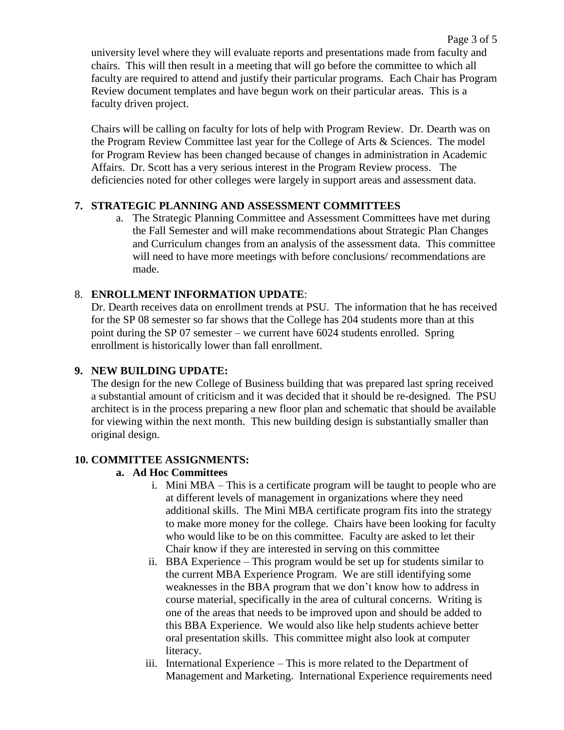university level where they will evaluate reports and presentations made from faculty and chairs. This will then result in a meeting that will go before the committee to which all faculty are required to attend and justify their particular programs. Each Chair has Program Review document templates and have begun work on their particular areas. This is a faculty driven project.

Chairs will be calling on faculty for lots of help with Program Review. Dr. Dearth was on the Program Review Committee last year for the College of Arts & Sciences. The model for Program Review has been changed because of changes in administration in Academic Affairs. Dr. Scott has a very serious interest in the Program Review process. The deficiencies noted for other colleges were largely in support areas and assessment data.

**7. STRATEGIC PLANNING AND ASSESSMENT COMMITTEES**

a. The Strategic Planning Committee and Assessment Committees have met during the Fall Semester and will make recommendations about Strategic Plan Changes and Curriculum changes from an analysis of the assessment data. This committee will need to have more meetings with before conclusions/ recommendations are made.

8. **ENROLLMENT INFORMATION UPDATE**:

Dr. Dearth receives data on enrollment trends at PSU. The information that he has received for the SP 08 semester so far shows that the College has 204 students more than at this point during the SP 07 semester – we current have 6024 students enrolled. Spring enrollment is historically lower than fall enrollment.

**9. NEW BUILDING UPDATE:**

The design for the new College of Business building that was prepared last spring received a substantial amount of criticism and it was decided that it should be re-designed. The PSU architect is in the process preparing a new floor plan and schematic that should be available for viewing within the next month. This new building design is substantially smaller than original design.

**10. COMMITTEE ASSIGNMENTS:**

**a. Ad Hoc Committees**

i. Mini MBA – This is a certificate program will be taught to people who are at different levels of management in organizations where they need additional skills. The Mini MBA certificate program fits into the strategy to make more money for the college. Chairs have been looking for faculty who would like to be on this committee. Faculty are asked to let their Chair know if they are interested in serving on this committee

ii. BBA Experience – This program would be set up for students similar to the current MBA Experience Program. We are still identifying some weaknesses in the BBA program that we don't know how to address in course material, specifically in the area of cultural concerns. Writing is one of the areas that needs to be improved upon and should be added to this BBA Experience. We would also like help students achieve better oral presentation skills. This committee might also look at computer literacy.

iii. International Experience – This is more related to the Department of Management and Marketing. International Experience requirements need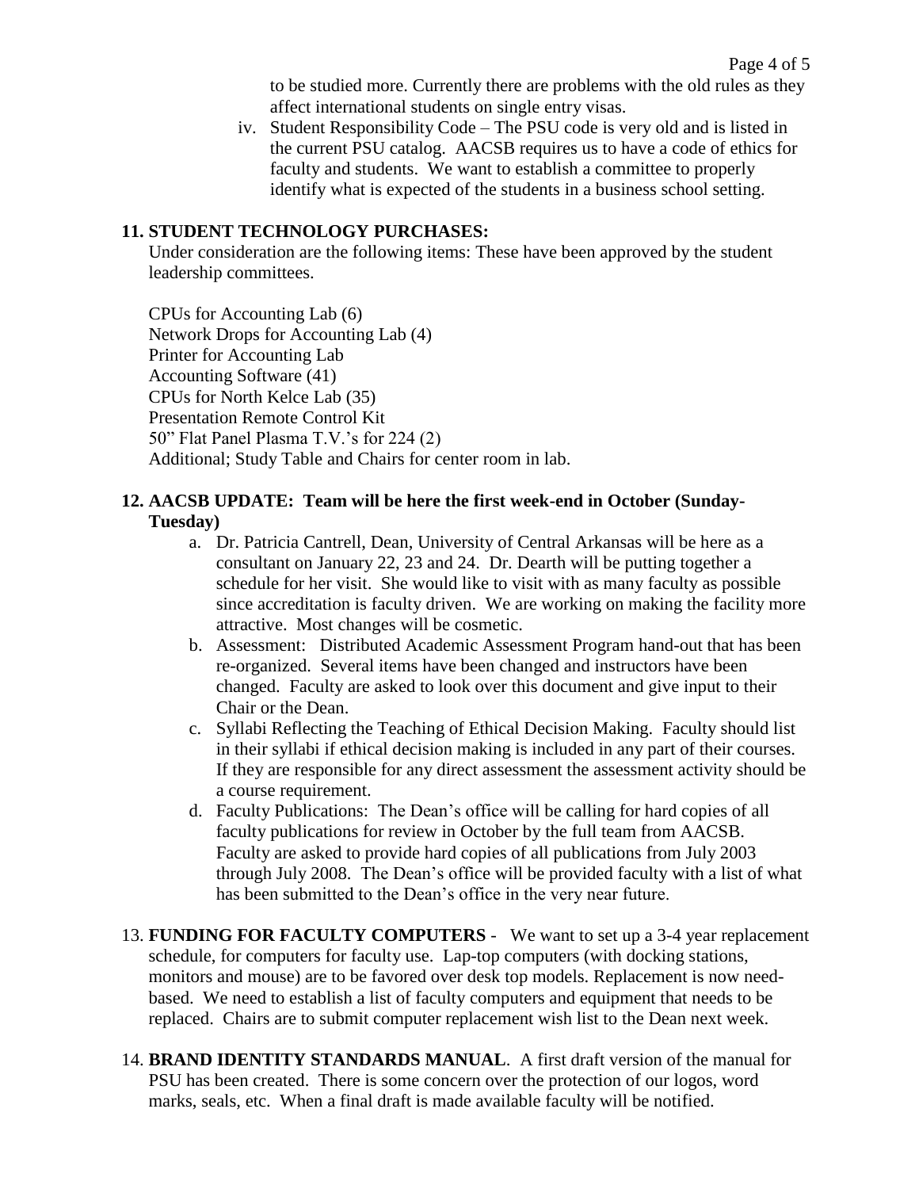to be studied more. Currently there are problems with the old rules as they affect international students on single entry visas.

iv. Student Responsibility Code – The PSU code is very old and is listed in the current PSU catalog. AACSB requires us to have a code of ethics for faculty and students. We want to establish a committee to properly identify what is expected of the students in a business school setting.

**11. STUDENT TECHNOLOGY PURCHASES:**

Under consideration are the following items: These have been approved by the student leadership committees.

CPUs for Accounting Lab (6)
Network Drops for Accounting Lab (4)
Printer for Accounting Lab
Accounting Software (41)
CPUs for North Kelce Lab (35)
Presentation Remote Control Kit
50" Flat Panel Plasma T.V.'s for 224 (2)
Additional; Study Table and Chairs for center room in lab.

**12. AACSB UPDATE: Team will be here the first week-end in October (Sunday-Tuesday)**

a. Dr. Patricia Cantrell, Dean, University of Central Arkansas will be here as a consultant on January 22, 23 and 24. Dr. Dearth will be putting together a schedule for her visit. She would like to visit with as many faculty as possible since accreditation is faculty driven. We are working on making the facility more attractive. Most changes will be cosmetic.

b. Assessment: Distributed Academic Assessment Program hand-out that has been re-organized. Several items have been changed and instructors have been changed. Faculty are asked to look over this document and give input to their Chair or the Dean.

c. Syllabi Reflecting the Teaching of Ethical Decision Making. Faculty should list in their syllabi if ethical decision making is included in any part of their courses. If they are responsible for any direct assessment the assessment activity should be a course requirement.

d. Faculty Publications: The Dean's office will be calling for hard copies of all faculty publications for review in October by the full team from AACSB. Faculty are asked to provide hard copies of all publications from July 2003 through July 2008. The Dean's office will be provided faculty with a list of what has been submitted to the Dean's office in the very near future.

13. **FUNDING FOR FACULTY COMPUTERS** - We want to set up a 3-4 year replacement schedule, for computers for faculty use. Lap-top computers (with docking stations, monitors and mouse) are to be favored over desk top models. Replacement is now need-based. We need to establish a list of faculty computers and equipment that needs to be replaced. Chairs are to submit computer replacement wish list to the Dean next week.

14. **BRAND IDENTITY STANDARDS MANUAL**. A first draft version of the manual for PSU has been created. There is some concern over the protection of our logos, word marks, seals, etc. When a final draft is made available faculty will be notified.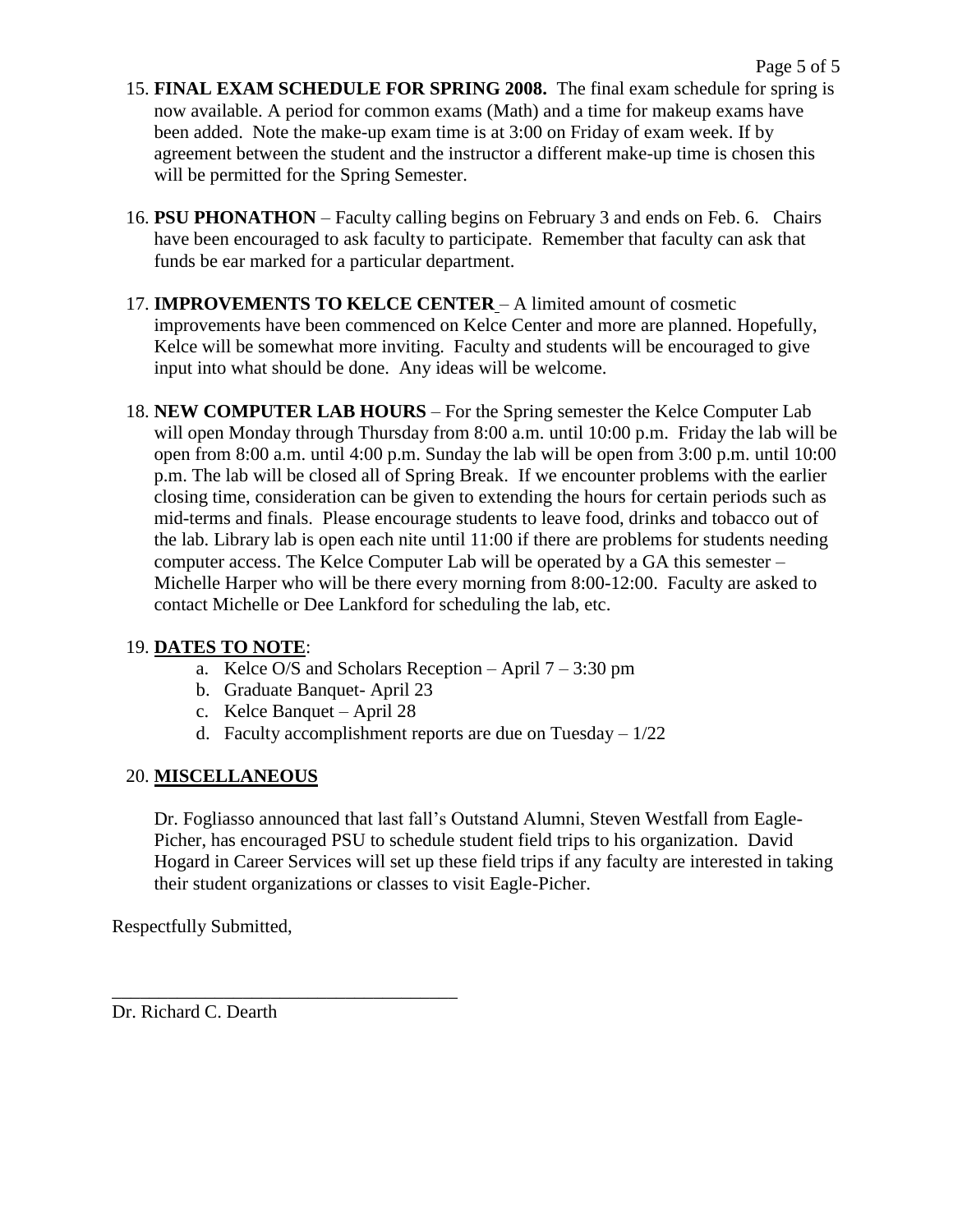15. **FINAL EXAM SCHEDULE FOR SPRING 2008.** The final exam schedule for spring is now available. A period for common exams (Math) and a time for makeup exams have been added. Note the make-up exam time is at 3:00 on Friday of exam week. If by agreement between the student and the instructor a different make-up time is chosen this will be permitted for the Spring Semester.

16. **PSU PHONATHON** – Faculty calling begins on February 3 and ends on Feb. 6. Chairs have been encouraged to ask faculty to participate. Remember that faculty can ask that funds be ear marked for a particular department.

17. **IMPROVEMENTS TO KELCE CENTER** – A limited amount of cosmetic improvements have been commenced on Kelce Center and more are planned. Hopefully, Kelce will be somewhat more inviting. Faculty and students will be encouraged to give input into what should be done. Any ideas will be welcome.

18. **NEW COMPUTER LAB HOURS** – For the Spring semester the Kelce Computer Lab will open Monday through Thursday from 8:00 a.m. until 10:00 p.m. Friday the lab will be open from 8:00 a.m. until 4:00 p.m. Sunday the lab will be open from 3:00 p.m. until 10:00 p.m. The lab will be closed all of Spring Break. If we encounter problems with the earlier closing time, consideration can be given to extending the hours for certain periods such as mid-terms and finals. Please encourage students to leave food, drinks and tobacco out of the lab. Library lab is open each nite until 11:00 if there are problems for students needing computer access. The Kelce Computer Lab will be operated by a GA this semester – Michelle Harper who will be there every morning from 8:00-12:00. Faculty are asked to contact Michelle or Dee Lankford for scheduling the lab, etc.

19. **DATES TO NOTE**:
    a. Kelce O/S and Scholars Reception – April 7 – 3:30 pm
    b. Graduate Banquet- April 23
    c. Kelce Banquet – April 28
    d. Faculty accomplishment reports are due on Tuesday – 1/22

20. **MISCELLANEOUS**

    Dr. Fogliasso announced that last fall's Outstand Alumni, Steven Westfall from Eagle-Picher, has encouraged PSU to schedule student field trips to his organization. David Hogard in Career Services will set up these field trips if any faculty are interested in taking their student organizations or classes to visit Eagle-Picher.

Respectfully Submitted,

______________________________________

Dr. Richard C. Dearth